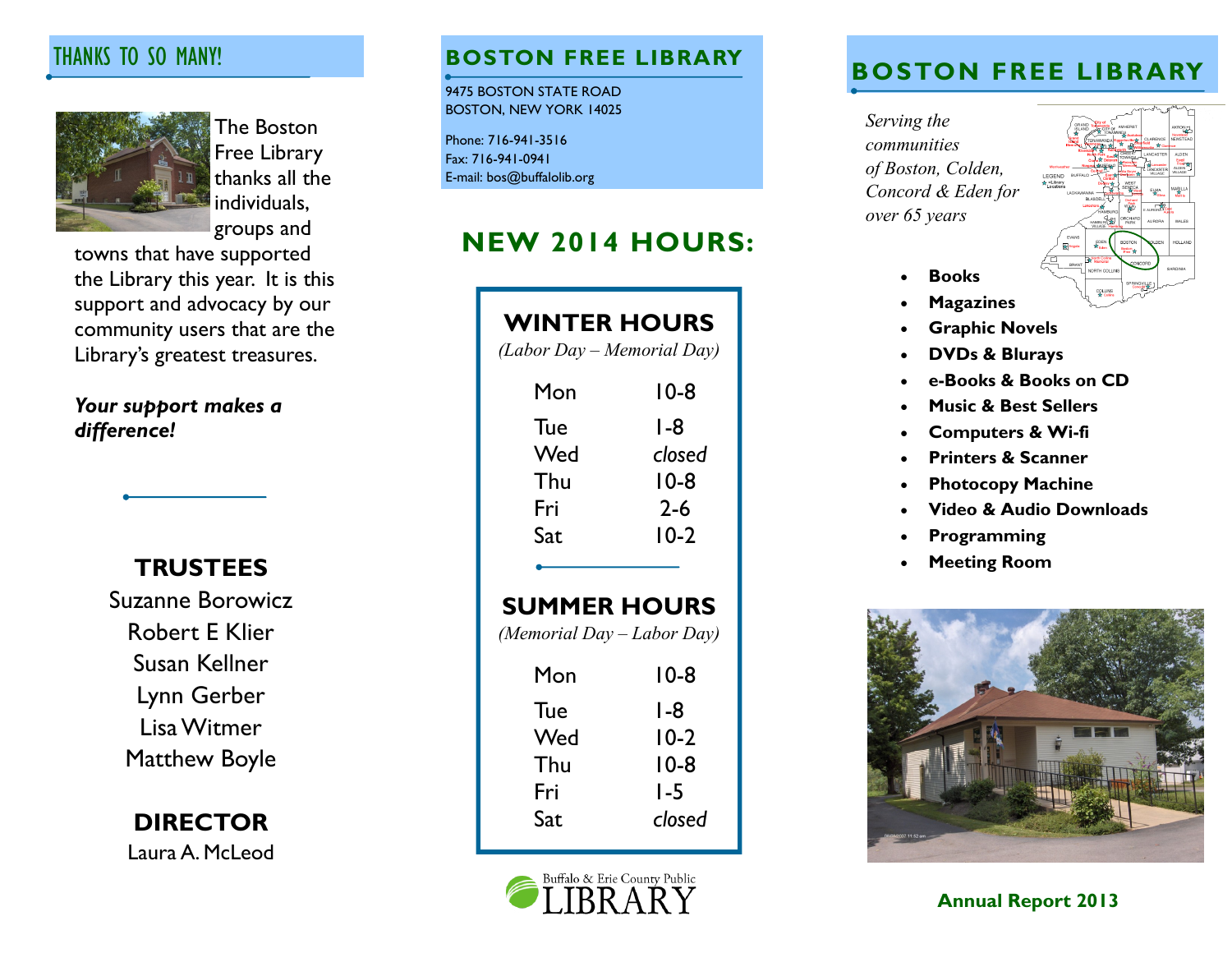## THANKS TO SO MANY!

The Boston Free Library thanks all the individuals, groups and towns that have supported the Library this year. It is this support and advocacy by our community users that are the Library's greatest treasures.

***Your support makes a difference!***

### TRUSTEES

Suzanne Borowicz
Robert E Klier
Susan Kellner
Lynn Gerber
Lisa Witmer
Matthew Boyle

### DIRECTOR

Laura A. McLeod

## BOSTON FREE LIBRARY

9475 BOSTON STATE ROAD
BOSTON, NEW YORK 14025

Phone: 716-941-3516
Fax: 716-941-0941
E-mail: bos@buffalolib.org

## NEW 2014 HOURS:

### WINTER HOURS

*(Labor Day – Memorial Day)*

| Day | Hours |
|---|---|
| Mon | 10-8 |
| Tue | 1-8 |
| Wed | *closed* |
| Thu | 10-8 |
| Fri | 2-6 |
| Sat | 10-2 |

### SUMMER HOURS

*(Memorial Day – Labor Day)*

| Day | Hours |
|---|---|
| Mon | 10-8 |
| Tue | 1-8 |
| Wed | 10-2 |
| Thu | 10-8 |
| Fri | 1-5 |
| Sat | *closed* |

Buffalo & Erie County Public LIBRARY

## BOSTON FREE LIBRARY

*Serving the communities of Boston, Colden, Concord & Eden for over 65 years*

- **Books**
- **Magazines**
- **Graphic Novels**
- **DVDs & Blurays**
- **e-Books & Books on CD**
- **Music & Best Sellers**
- **Computers & Wi-fi**
- **Printers & Scanner**
- **Photocopy Machine**
- **Video & Audio Downloads**
- **Programming**
- **Meeting Room**

**Annual Report 2013**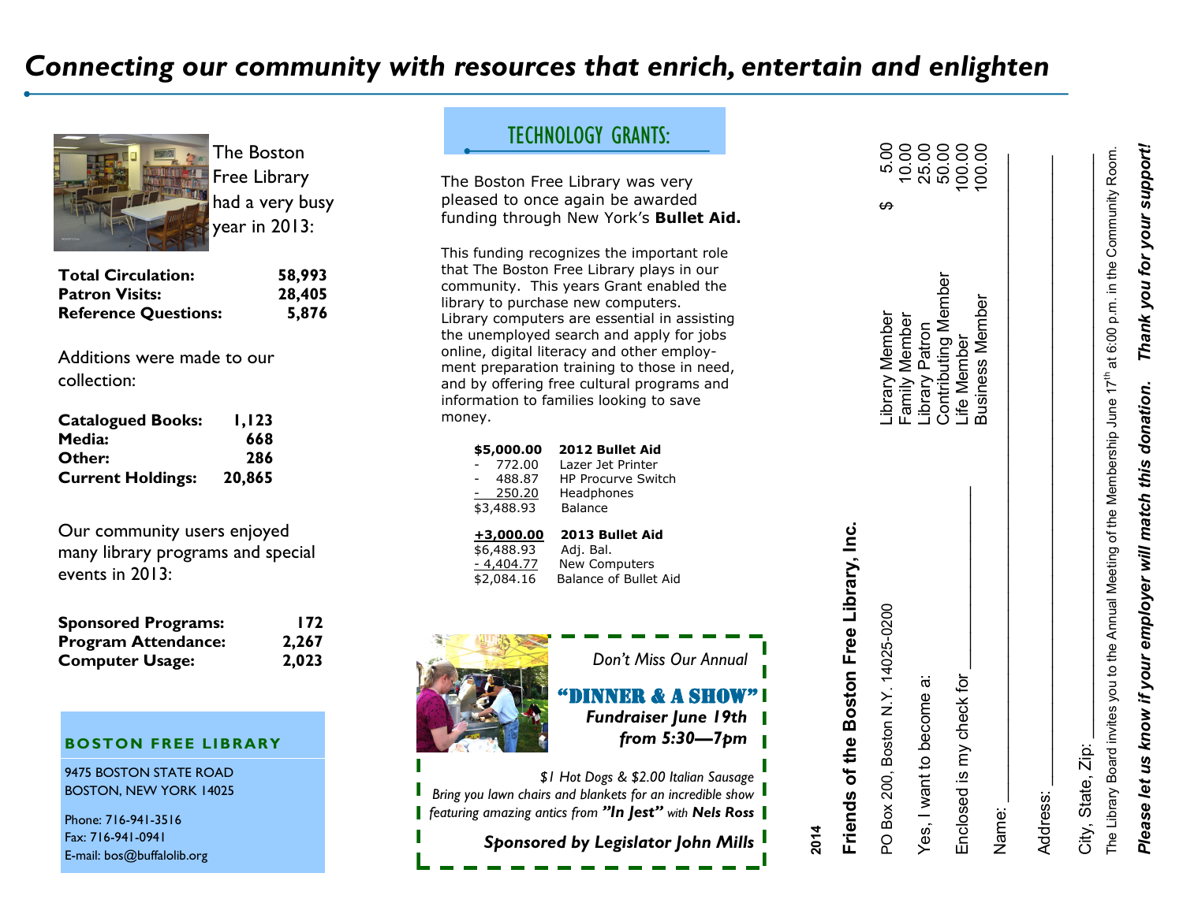# *Connecting our community with resources that enrich, entertain and enlighten*

The Boston Free Library had a very busy year in 2013:

| | |
|---|---|
| **Total Circulation:** | **58,993** |
| **Patron Visits:** | **28,405** |
| **Reference Questions:** | **5,876** |

Additions were made to our collection:

| | |
|---|---|
| **Catalogued Books:** | **1,123** |
| **Media:** | **668** |
| **Other:** | **286** |
| **Current Holdings:** | **20,865** |

Our community users enjoyed many library programs and special events in 2013:

| | |
|---|---|
| **Sponsored Programs:** | **172** |
| **Program Attendance:** | **2,267** |
| **Computer Usage:** | **2,023** |

**BOSTON FREE LIBRARY**

9475 BOSTON STATE ROAD
BOSTON, NEW YORK 14025

Phone: 716-941-3516
Fax: 716-941-0941
E-mail: bos@buffalolib.org

## TECHNOLOGY GRANTS:

The Boston Free Library was very pleased to once again be awarded funding through New York's **Bullet Aid.**

This funding recognizes the important role that The Boston Free Library plays in our community. This years Grant enabled the library to purchase new computers. Library computers are essential in assisting the unemployed search and apply for jobs online, digital literacy and other employment preparation training to those in need, and by offering free cultural programs and information to families looking to save money.

| | |
|---|---|
| **$5,000.00** | **2012 Bullet Aid** |
| - 772.00 | Lazer Jet Printer |
| - 488.87 | HP Procurve Switch |
| - 250.20 | Headphones |
| $3,488.93 | Balance |
| **+3,000.00** | **2013 Bullet Aid** |
| $6,488.93 | Adj. Bal. |
| - 4,404.77 | New Computers |
| $2,084.16 | Balance of Bullet Aid |

*Don't Miss Our Annual*

**"DINNER & A SHOW"**

***Fundraiser June 19th from 5:30—7pm***

*$1 Hot Dogs & $2.00 Italian Sausage*
*Bring you lawn chairs and blankets for an incredible show featuring amazing antics from* ***"In Jest"*** *with* ***Nels Ross***

***Sponsored by Legislator John Mills***

**2014**

**Friends of the Boston Free Library, Inc.**

PO Box 200, Boston N.Y. 14025-0200

Yes, I want to become a:

| | |
|---|---|
| Library Member | $ 5.00 |
| Family Member | 10.00 |
| Library Patron | 25.00 |
| Contributing Member | 50.00 |
| Life Member | 100.00 |
| Business Member | 100.00 |

Enclosed is my check for ____________

Name: ____________

Address: ____________

City, State, Zip: ____________

The Library Board invites you to the Annual Meeting of the Membership June 17th at 6:00 p.m. in the Community Room.

***Please let us know if your employer will match this donation. Thank you for your support!***